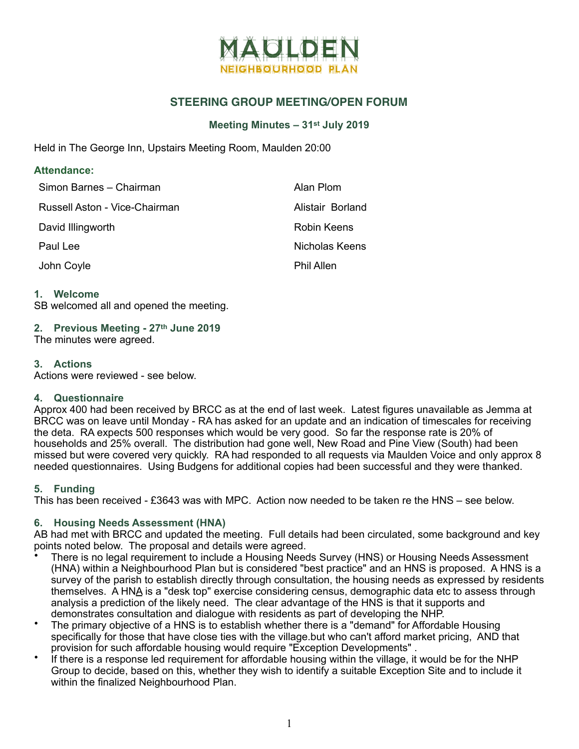# MAULDEN NEIGHBOURHOOD PLAN

## STEERING GROUP MEETING/OPEN FORUM

### Meeting Minutes – 31st July 2019

Held in The George Inn, Upstairs Meeting Room, Maulden 20:00

**Attendance:**

| | |
|---|---|
| Simon Barnes – Chairman | Alan Plom |
| Russell Aston - Vice-Chairman | Alistair Borland |
| David Illingworth | Robin Keens |
| Paul Lee | Nicholas Keens |
| John Coyle | Phil Allen |

### 1. Welcome

SB welcomed all and opened the meeting.

### 2. Previous Meeting - 27th June 2019

The minutes were agreed.

### 3. Actions

Actions were reviewed - see below.

### 4. Questionnaire

Approx 400 had been received by BRCC as at the end of last week. Latest figures unavailable as Jemma at BRCC was on leave until Monday - RA has asked for an update and an indication of timescales for receiving the deta. RA expects 500 responses which would be very good. So far the response rate is 20% of households and 25% overall. The distribution had gone well, New Road and Pine View (South) had been missed but were covered very quickly. RA had responded to all requests via Maulden Voice and only approx 8 needed questionnaires. Using Budgens for additional copies had been successful and they were thanked.

### 5. Funding

This has been received - £3643 was with MPC. Action now needed to be taken re the HNS – see below.

### 6. Housing Needs Assessment (HNA)

AB had met with BRCC and updated the meeting. Full details had been circulated, some background and key points noted below. The proposal and details were agreed.

- There is no legal requirement to include a Housing Needs Survey (HNS) or Housing Needs Assessment (HNA) within a Neighbourhood Plan but is considered "best practice" and an HNS is proposed. A HNS is a survey of the parish to establish directly through consultation, the housing needs as expressed by residents themselves. A HNA is a "desk top" exercise considering census, demographic data etc to assess through analysis a prediction of the likely need. The clear advantage of the HNS is that it supports and demonstrates consultation and dialogue with residents as part of developing the NHP.
- The primary objective of a HNS is to establish whether there is a "demand" for Affordable Housing specifically for those that have close ties with the village.but who can't afford market pricing, AND that provision for such affordable housing would require "Exception Developments" .
- If there is a response led requirement for affordable housing within the village, it would be for the NHP Group to decide, based on this, whether they wish to identify a suitable Exception Site and to include it within the finalized Neighbourhood Plan.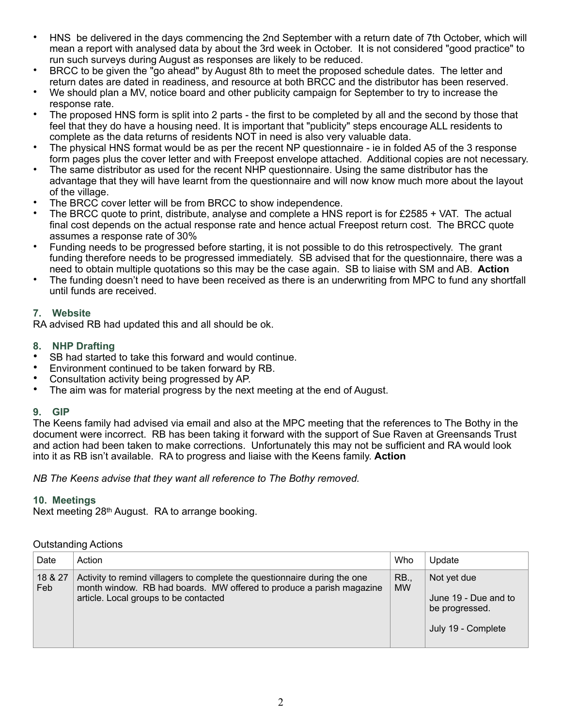- HNS be delivered in the days commencing the 2nd September with a return date of 7th October, which will mean a report with analysed data by about the 3rd week in October. It is not considered "good practice" to run such surveys during August as responses are likely to be reduced.
- BRCC to be given the "go ahead" by August 8th to meet the proposed schedule dates. The letter and return dates are dated in readiness, and resource at both BRCC and the distributor has been reserved.
- We should plan a MV, notice board and other publicity campaign for September to try to increase the response rate.
- The proposed HNS form is split into 2 parts - the first to be completed by all and the second by those that feel that they do have a housing need. It is important that "publicity" steps encourage ALL residents to complete as the data returns of residents NOT in need is also very valuable data.
- The physical HNS format would be as per the recent NP questionnaire - ie in folded A5 of the 3 response form pages plus the cover letter and with Freepost envelope attached. Additional copies are not necessary.
- The same distributor as used for the recent NHP questionnaire. Using the same distributor has the advantage that they will have learnt from the questionnaire and will now know much more about the layout of the village.
- The BRCC cover letter will be from BRCC to show independence.
- The BRCC quote to print, distribute, analyse and complete a HNS report is for £2585 + VAT. The actual final cost depends on the actual response rate and hence actual Freepost return cost. The BRCC quote assumes a response rate of 30%
- Funding needs to be progressed before starting, it is not possible to do this retrospectively. The grant funding therefore needs to be progressed immediately. SB advised that for the questionnaire, there was a need to obtain multiple quotations so this may be the case again. SB to liaise with SM and AB. **Action**
- The funding doesn't need to have been received as there is an underwriting from MPC to fund any shortfall until funds are received.

### 7. Website

RA advised RB had updated this and all should be ok.

### 8. NHP Drafting

- SB had started to take this forward and would continue.
- Environment continued to be taken forward by RB.
- Consultation activity being progressed by AP.
- The aim was for material progress by the next meeting at the end of August.

### 9. GIP

The Keens family had advised via email and also at the MPC meeting that the references to The Bothy in the document were incorrect. RB has been taking it forward with the support of Sue Raven at Greensands Trust and action had been taken to make corrections. Unfortunately this may not be sufficient and RA would look into it as RB isn't available. RA to progress and liaise with the Keens family. **Action**

*NB The Keens advise that they want all reference to The Bothy removed.*

### 10. Meetings

Next meeting 28th August. RA to arrange booking.

Outstanding Actions

| Date | Action | Who | Update |
|---|---|---|---|
| 18 & 27 Feb | Activity to remind villagers to complete the questionnaire during the one month window. RB had boards. MW offered to produce a parish magazine article. Local groups to be contacted | RB., MW | Not yet due<br><br>June 19 - Due and to be progressed.<br><br>July 19 - Complete |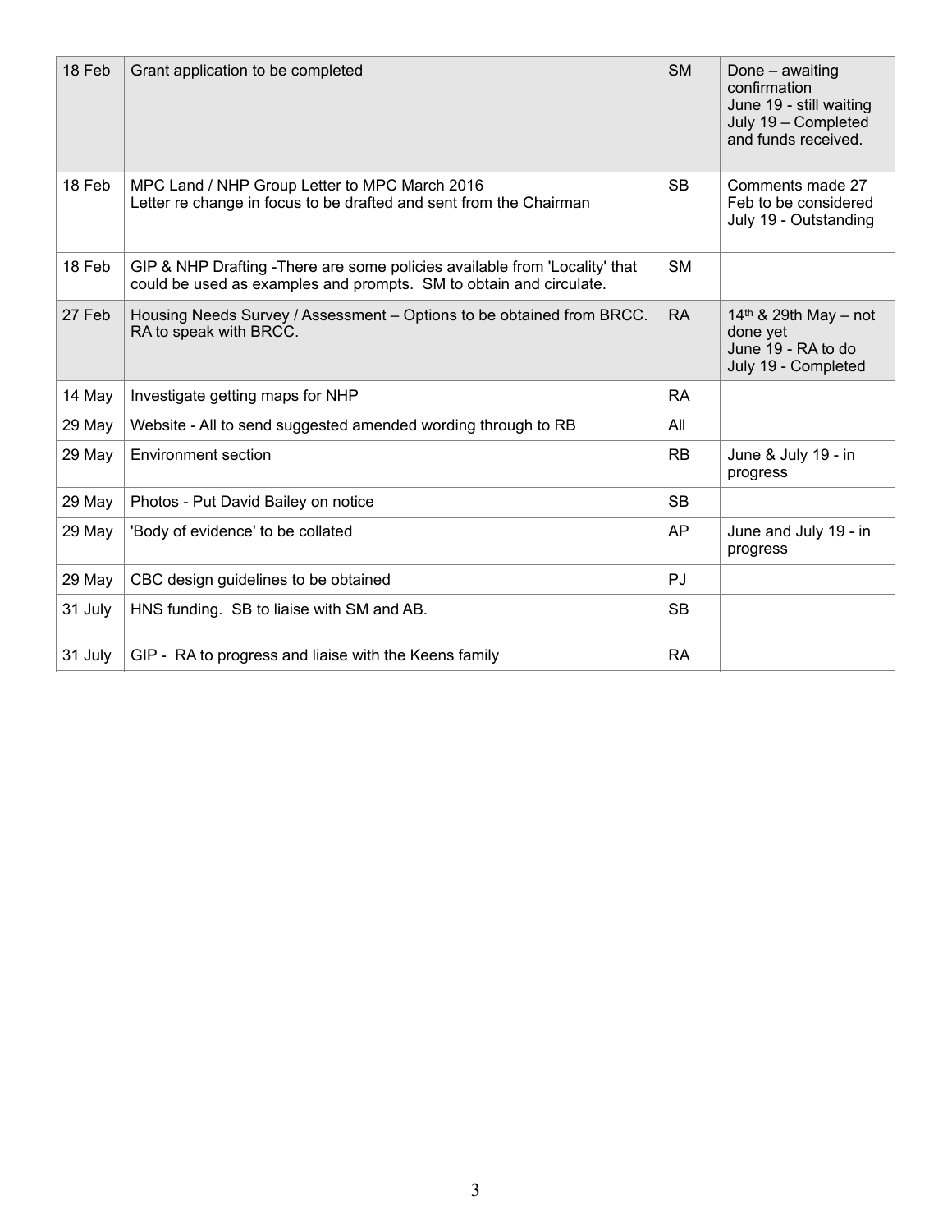| | | | |
|---|---|---|---|
| 18 Feb | Grant application to be completed | SM | Done – awaiting confirmation<br>June 19 - still waiting<br>July 19 – Completed and funds received. |
| 18 Feb | MPC Land / NHP Group Letter to MPC March 2016<br>Letter re change in focus to be drafted and sent from the Chairman | SB | Comments made 27 Feb to be considered<br>July 19 - Outstanding |
| 18 Feb | GIP & NHP Drafting -There are some policies available from 'Locality' that could be used as examples and prompts. SM to obtain and circulate. | SM | |
| 27 Feb | Housing Needs Survey / Assessment – Options to be obtained from BRCC. RA to speak with BRCC. | RA | 14th & 29th May – not done yet<br>June 19 - RA to do<br>July 19 - Completed |
| 14 May | Investigate getting maps for NHP | RA | |
| 29 May | Website - All to send suggested amended wording through to RB | All | |
| 29 May | Environment section | RB | June & July 19 - in progress |
| 29 May | Photos - Put David Bailey on notice | SB | |
| 29 May | 'Body of evidence' to be collated | AP | June and July 19 - in progress |
| 29 May | CBC design guidelines to be obtained | PJ | |
| 31 July | HNS funding. SB to liaise with SM and AB. | SB | |
| 31 July | GIP - RA to progress and liaise with the Keens family | RA | |